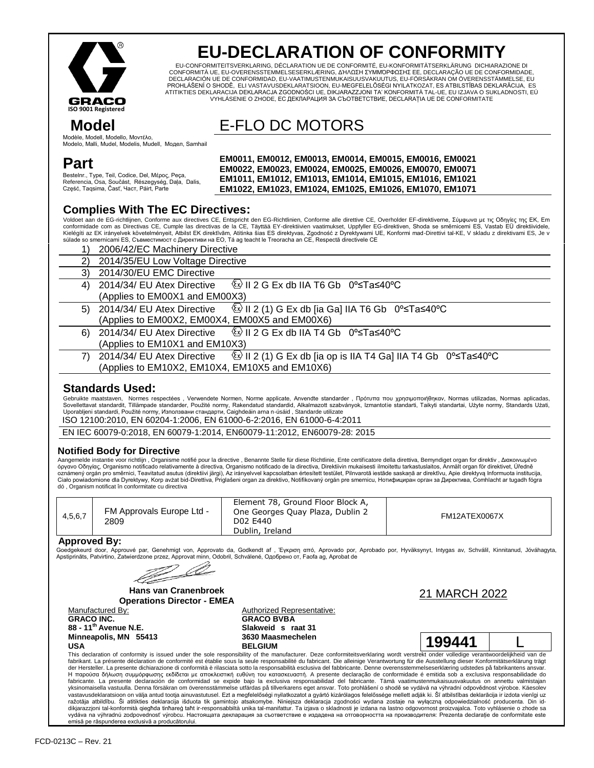GRACO®
ISO 9001 Registered

# EU-DECLARATION OF CONFORMITY

EU-CONFORMITEITSVERKLARING, DÉCLARATION UE DE CONFORMITÉ, EU-KONFORMITÄTSERKLÄRUNG DICHIARAZIONE DI CONFORMITÀ UE, EU-OVERENSSTEMMELSESERKLÆRING, ΔΗΛΩΣΗ ΣΥΜΜΟΡΦΩΣΗΣ ΕΕ, DECLARAÇÃO UE DE CONFORMIDADE, DECLARACIÓN UE DE CONFORMIDAD, EU-VAATIMUSTENMUKAISUUSVAKUUTUS, EU-FÖRSÄKRAN OM ÖVERENSSTÄMMELSE, EU PROHLÁŠENÍ O SHODĚ, ELI VASTAVUSDEKLARATSIOON, EU-MEGFELELŐSÉGI NYILATKOZAT, ES ATBILSTĪBAS DEKLARĀCIJA, ES ATITIKTIES DEKLARACIJA DEKLARACJA ZGODNOŚCI UE, DIKJARAZZJONI TA' KONFORMITÀ TAL-UE, EU IZJAVA O SUKLADNOSTI, EÚ VYHLÁSENIE O ZHODE, ЕС ДЕКЛАРАЦИЯ ЗА СЪОТВЕТСТВИЕ, DECLARAȚIA UE DE CONFORMITATE

## Model

Modèle, Modell, Modello, Μοντέλο, Modelo, Malli, Mudel, Modelis, Mudell, Модел, Samhail

E-FLO DC MOTORS

## Part

Bestelnr., Type, Teil, Codice, Del, Μέρος, Peça, Referencia, Osa, Součást, Részegység, Daļa, Dalis, Część, Taqsima, Časť, Част, Páirt, Parte

**EM0011, EM0012, EM0013, EM0014, EM0015, EM0016, EM0021**
**EM0022, EM0023, EM0024, EM0025, EM0026, EM0070, EM0071**
**EM1011, EM1012, EM1013, EM1014, EM1015, EM1016, EM1021**
**EM1022, EM1023, EM1024, EM1025, EM1026, EM1070, EM1071**

## Complies With The EC Directives:

Voldoet aan de EG-richtlijnen, Conforme aux directives CE, Entspricht den EG-Richtlinien, Conforme alle direttive CE, Overholder EF-direktiverne, Σύμφωνα με τις Οδηγίες της ΕΚ, Em conformidade com as Directivas CE, Cumple las directivas de la CE, Täyttää EY-direktiivien vaatimukset, Uppfyller EG-direktiven, Shoda se směrnicemi ES, Vastab EÜ direktiividele, Kielégíti az EK irányelvek követelményeit, Atbilst EK direktīvām, Atitinka šias ES direktyvas, Zgodność z Dyrektywami UE, Konformi mad-Direttivi tal-KE, V skladu z direktivami ES, Je v súlade so smernicami ES, Съвместимост с Директиви на ЕО, Tá ag teacht le Treoracha an CE, Respectă directivele CE

1) 2006/42/EC Machinery Directive
2) 2014/35/EU Low Voltage Directive
3) 2014/30/EU EMC Directive
4) 2014/34/ EU Atex Directive ⟨Ex⟩ II 2 G Ex db IIA T6 Gb 0º≤Ta≤40ºC
   (Applies to EM00X1 and EM00X3)
5) 2014/34/ EU Atex Directive ⟨Ex⟩ II 2 (1) G Ex db [ia Ga] IIA T6 Gb 0º≤Ta≤40ºC
   (Applies to EM00X2, EM00X4, EM00X5 and EM00X6)
6) 2014/34/ EU Atex Directive ⟨Ex⟩ II 2 G Ex db IIA T4 Gb 0º≤Ta≤40ºC
   (Applies to EM10X1 and EM10X3)
7) 2014/34/ EU Atex Directive ⟨Ex⟩ II 2 (1) G Ex db [ia op is IIA T4 Ga] IIA T4 Gb 0º≤Ta≤40ºC
   (Applies to EM10X2, EM10X4, EM10X5 and EM10X6)

## Standards Used:

Gebruikte maatstaven, Normes respectées , Verwendete Normen, Norme applicate, Anvendte standarder , Πρότυπα που χρησιμοποιήθηκαν, Normas utilizadas, Normas aplicadas, Sovellettavat standardit, Tillämpade standarder, Použité normy, Rakendatud standardid, Alkalmazott szabványok, Izmantotie standarti, Taikyti standartai, Użyte normy, Standards Użati, Uporabljeni standardi, Použité normy, Използвани стандарти, Caighdeáin arna n-úsáid , Standarde utilizate

ISO 12100:2010, EN 60204-1:2006, EN 61000-6-2:2016, EN 61000-6-4:2011

EN IEC 60079-0:2018, EN 60079-1:2014, EN60079-11:2012, EN60079-28: 2015

### Notified Body for Directive

Aangemelde instantie voor richtlijn , Organisme notifié pour la directive , Benannte Stelle für diese Richtlinie, Ente certificatore della direttiva, Bemyndiget organ for direktiv , Διακοινωμένο όργανο Οδηγίας, Organismo notificado relativamente à directiva, Organismo notificado de la directiva, Direktiivin mukaisesti ilmoitettu tarkastuslaitos, Anmält organ för direktivet, Úředně oznámený orgán pro směrnici, Teavitatud asutus (direktiivi järgi), Az irányelvvel kapcsolatban értesített testület, Pilnvarotā iestāde saskaņā ar direktīvu, Apie direktyvą Informuota institucija, Ciało powiadomione dla Dyrektywy, Korp avżat bid-Direttiva, Priglašeni organ za direktivo, Notifikovaný orgán pre smernicu, Нотифициран орган за Директива, Comhlacht ar tugadh fógra dó , Organism notificat în conformitate cu directiva

| 4,5,6,7 | FM Approvals Europe Ltd - 2809 | Element 78, Ground Floor Block A, One Georges Quay Plaza, Dublin 2 D02 E440 Dublin, Ireland | FM12ATEX0067X |
|---|---|---|---|

### Approved By:

Goedgekeurd door, Approuvé par, Genehmigt von, Approvato da, Godkendt af , Έγκριση από, Aprovado por, Aprobado por, Hyväksynyt, Intygas av, Schválil, Kinnitanud, Jóváhagyta, Apstiprināts, Patvirtino, Zatwierdzone przez, Approvat minn, Odobril, Schválené, Одобрено от, Faofa ag, Aprobat de

**Hans van Cranenbroek**
**Operations Director - EMEA**

21 MARCH 2022

Manufactured By:
**GRACO INC.**
**88 - 11th Avenue N.E.**
**Minneapolis, MN 55413**
**USA**

Authorized Representative:
**GRACO BVBA**
**Slakweid s raat 31**
**3630 Maasmechelen**
**BELGIUM**

**199441** | L

This declaration of conformity is issued under the sole responsibility of the manufacturer. Deze conformiteitsverklaring wordt verstrekt onder volledige verantwoordelijkheid van de fabrikant. La présente déclaration de conformité est établie sous la seule responsabilité du fabricant. Die alleinige Verantwortung für die Ausstellung dieser Konformitätserklärung trägt der Hersteller. La presente dichiarazione di conformità è rilasciata sotto la responsabilità esclusiva del fabbricante. Denne overensstemmelseserklæring udstedes på fabrikantens ansvar. Η παρούσα δήλωση συμμόρφωσης εκδίδεται με αποκλειστική ευθύνη του κατασκευαστή. A presente declaração de conformidade é emitida sob a exclusiva responsabilidade do fabricante. La presente declaración de conformidad se expide bajo la exclusiva responsabilidad del fabricante. Tämä vaatimustenmukaisuusvakuutus on annettu valmistajan yksinomaisella vastuulla. Denna försäkran om överensstämmelse utfärdas på tillverkarens eget ansvar. Toto prohlášení o shodě se vydává na výhradní odpovědnost výrobce. Käesolev vastavusdeklaratsioon on välja antud tootja ainuvastutusel. Ezt a megfelelőségi nyilatkozatot a gyártó kizárólagos felelőssége mellett adják ki. Šī atbilstības deklarācija ir izdota vienīgi uz ražotāja atbildību. Ši atitikties deklaracija išduota tik gamintojo atsakomybe. Niniejsza deklaracja zgodności wydana zostaje na wyłączną odpowiedzialność producenta. Din id-dikjarazzjoni tal-konformità qiegħda tinħareġ taħt ir-responsabbiltà unika tal-manifattur. Ta izjava o skladnosti je izdana na lastno odgovornost proizvajalca. Toto vyhlásenie o zhode sa vydáva na výhradnú zodpovednosť výrobcu. Настоящата декларация за съответствие е издадена на отговорността на производителя: Prezenta declarație de conformitate este emisă pe răspunderea exclusivă a producătorului.

FCD-0213C – Rev. 21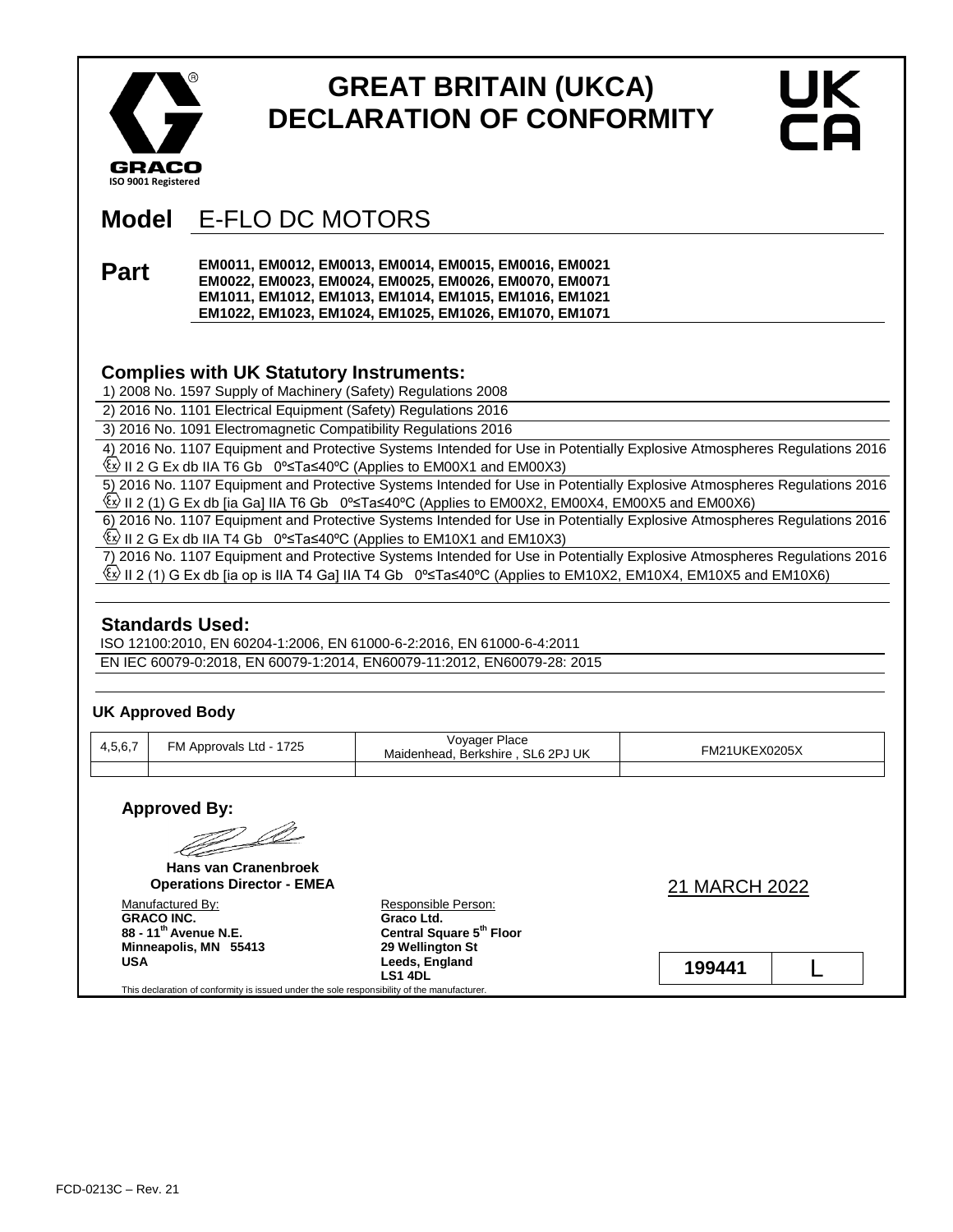# GREAT BRITAIN (UKCA) DECLARATION OF CONFORMITY

GRACO

ISO 9001 Registered

UK CA

**Model** E-FLO DC MOTORS

**Part** EM0011, EM0012, EM0013, EM0014, EM0015, EM0016, EM0021
EM0022, EM0023, EM0024, EM0025, EM0026, EM0070, EM0071
EM1011, EM1012, EM1013, EM1014, EM1015, EM1016, EM1021
EM1022, EM1023, EM1024, EM1025, EM1026, EM1070, EM1071

## Complies with UK Statutory Instruments:

1) 2008 No. 1597 Supply of Machinery (Safety) Regulations 2008

2) 2016 No. 1101 Electrical Equipment (Safety) Regulations 2016

3) 2016 No. 1091 Electromagnetic Compatibility Regulations 2016

4) 2016 No. 1107 Equipment and Protective Systems Intended for Use in Potentially Explosive Atmospheres Regulations 2016
Ex II 2 G Ex db IIA T6 Gb 0º≤Ta≤40ºC (Applies to EM00X1 and EM00X3)

5) 2016 No. 1107 Equipment and Protective Systems Intended for Use in Potentially Explosive Atmospheres Regulations 2016
Ex II 2 (1) G Ex db [ia Ga] IIA T6 Gb 0º≤Ta≤40ºC (Applies to EM00X2, EM00X4, EM00X5 and EM00X6)

6) 2016 No. 1107 Equipment and Protective Systems Intended for Use in Potentially Explosive Atmospheres Regulations 2016
Ex II 2 G Ex db IIA T4 Gb 0º≤Ta≤40ºC (Applies to EM10X1 and EM10X3)

7) 2016 No. 1107 Equipment and Protective Systems Intended for Use in Potentially Explosive Atmospheres Regulations 2016
Ex II 2 (1) G Ex db [ia op is IIA T4 Ga] IIA T4 Gb 0º≤Ta≤40ºC (Applies to EM10X2, EM10X4, EM10X5 and EM10X6)

## Standards Used:

ISO 12100:2010, EN 60204-1:2006, EN 61000-6-2:2016, EN 61000-6-4:2011

EN IEC 60079-0:2018, EN 60079-1:2014, EN60079-11:2012, EN60079-28: 2015

### UK Approved Body

| | | | |
|---|---|---|---|
| 4,5,6,7 | FM Approvals Ltd - 1725 | Voyager Place Maidenhead, Berkshire , SL6 2PJ UK | FM21UKEX0205X |
| | | | |

**Approved By:**

**Hans van Cranenbroek**
**Operations Director - EMEA**

21 MARCH 2022

Manufactured By:
**GRACO INC.**
**88 - 11th Avenue N.E.**
**Minneapolis, MN 55413**
**USA**

Responsible Person:
**Graco Ltd.**
**Central Square 5th Floor**
**29 Wellington St**
**Leeds, England**
**LS1 4DL**

| | |
|---|---|
| **199441** | L |

This declaration of conformity is issued under the sole responsibility of the manufacturer.

FCD-0213C – Rev. 21